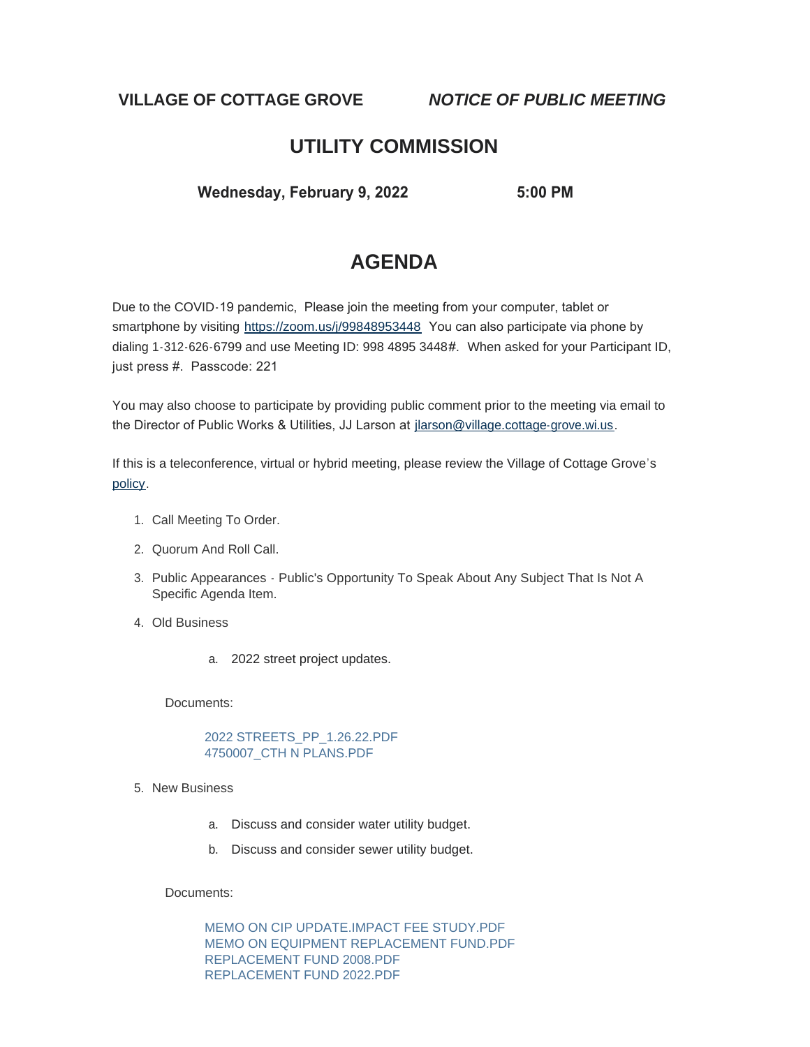**VILLAGE OF COTTAGE GROVE** ***NOTICE OF PUBLIC MEETING***

## UTILITY COMMISSION

**Wednesday, February 9, 2022 5:00 PM**

# AGENDA

Due to the COVID-19 pandemic, Please join the meeting from your computer, tablet or smartphone by visiting [https://zoom.us/j/99848953448](https://zoom.us/j/99848953448) You can also participate via phone by dialing 1-312-626-6799 and use Meeting ID: 998 4895 3448#. When asked for your Participant ID, just press #. Passcode: 221

You may also choose to participate by providing public comment prior to the meeting via email to the Director of Public Works & Utilities, JJ Larson at [jlarson@village.cottage-grove.wi.us](mailto:jlarson@village.cottage-grove.wi.us).

If this is a teleconference, virtual or hybrid meeting, please review the Village of Cottage Grove's policy.

1. Call Meeting To Order.
2. Quorum And Roll Call.
3. Public Appearances - Public's Opportunity To Speak About Any Subject That Is Not A Specific Agenda Item.
4. Old Business
   a. 2022 street project updates.

   Documents:

   2022 STREETS_PP_1.26.22.PDF
   4750007_CTH N PLANS.PDF

5. New Business
   a. Discuss and consider water utility budget.
   b. Discuss and consider sewer utility budget.

   Documents:

   MEMO ON CIP UPDATE.IMPACT FEE STUDY.PDF
   MEMO ON EQUIPMENT REPLACEMENT FUND.PDF
   REPLACEMENT FUND 2008.PDF
   REPLACEMENT FUND 2022.PDF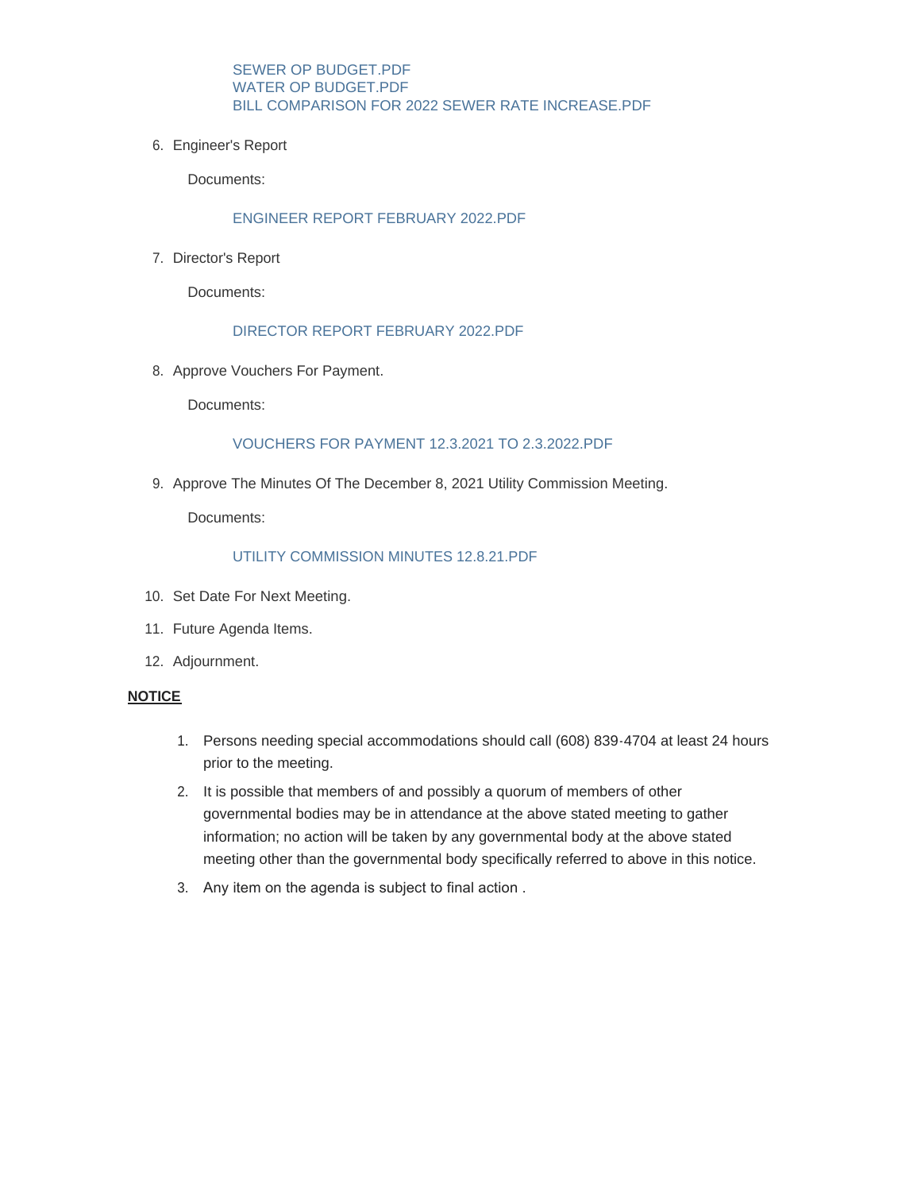SEWER OP BUDGET.PDF
WATER OP BUDGET.PDF
BILL COMPARISON FOR 2022 SEWER RATE INCREASE.PDF

6. Engineer's Report

   Documents:

   ENGINEER REPORT FEBRUARY 2022.PDF

7. Director's Report

   Documents:

   DIRECTOR REPORT FEBRUARY 2022.PDF

8. Approve Vouchers For Payment.

   Documents:

   VOUCHERS FOR PAYMENT 12.3.2021 TO 2.3.2022.PDF

9. Approve The Minutes Of The December 8, 2021 Utility Commission Meeting.

   Documents:

   UTILITY COMMISSION MINUTES 12.8.21.PDF

10. Set Date For Next Meeting.
11. Future Agenda Items.
12. Adjournment.

**NOTICE**

1. Persons needing special accommodations should call (608) 839-4704 at least 24 hours prior to the meeting.
2. It is possible that members of and possibly a quorum of members of other governmental bodies may be in attendance at the above stated meeting to gather information; no action will be taken by any governmental body at the above stated meeting other than the governmental body specifically referred to above in this notice.
3. Any item on the agenda is subject to final action .